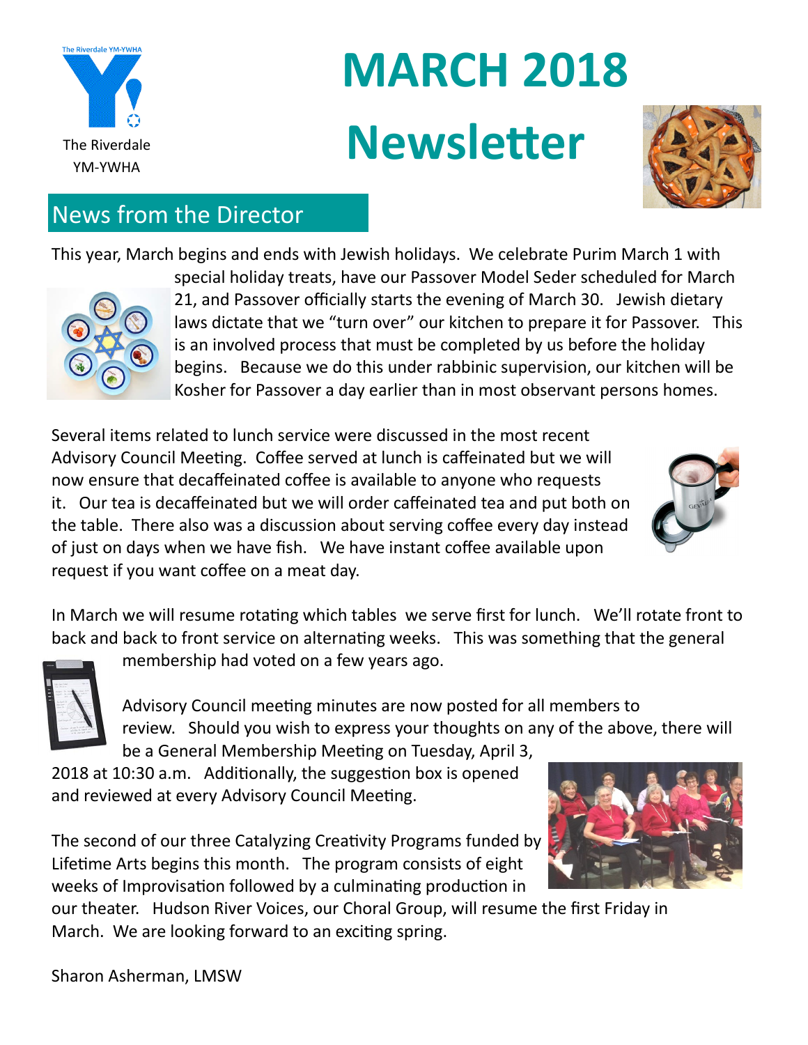The Riverdale YM-YWHA

# MARCH 2018 Newsletter

## News from the Director

This year, March begins and ends with Jewish holidays. We celebrate Purim March 1 with special holiday treats, have our Passover Model Seder scheduled for March 21, and Passover officially starts the evening of March 30. Jewish dietary laws dictate that we "turn over" our kitchen to prepare it for Passover. This is an involved process that must be completed by us before the holiday begins. Because we do this under rabbinic supervision, our kitchen will be Kosher for Passover a day earlier than in most observant persons homes.

Several items related to lunch service were discussed in the most recent Advisory Council Meeting. Coffee served at lunch is caffeinated but we will now ensure that decaffeinated coffee is available to anyone who requests it. Our tea is decaffeinated but we will order caffeinated tea and put both on the table. There also was a discussion about serving coffee every day instead of just on days when we have fish. We have instant coffee available upon request if you want coffee on a meat day.

In March we will resume rotating which tables we serve first for lunch. We'll rotate front to back and back to front service on alternating weeks. This was something that the general membership had voted on a few years ago.

Advisory Council meeting minutes are now posted for all members to review. Should you wish to express your thoughts on any of the above, there will be a General Membership Meeting on Tuesday, April 3, 2018 at 10:30 a.m. Additionally, the suggestion box is opened and reviewed at every Advisory Council Meeting.

The second of our three Catalyzing Creativity Programs funded by Lifetime Arts begins this month. The program consists of eight weeks of Improvisation followed by a culminating production in our theater. Hudson River Voices, our Choral Group, will resume the first Friday in March. We are looking forward to an exciting spring.

Sharon Asherman, LMSW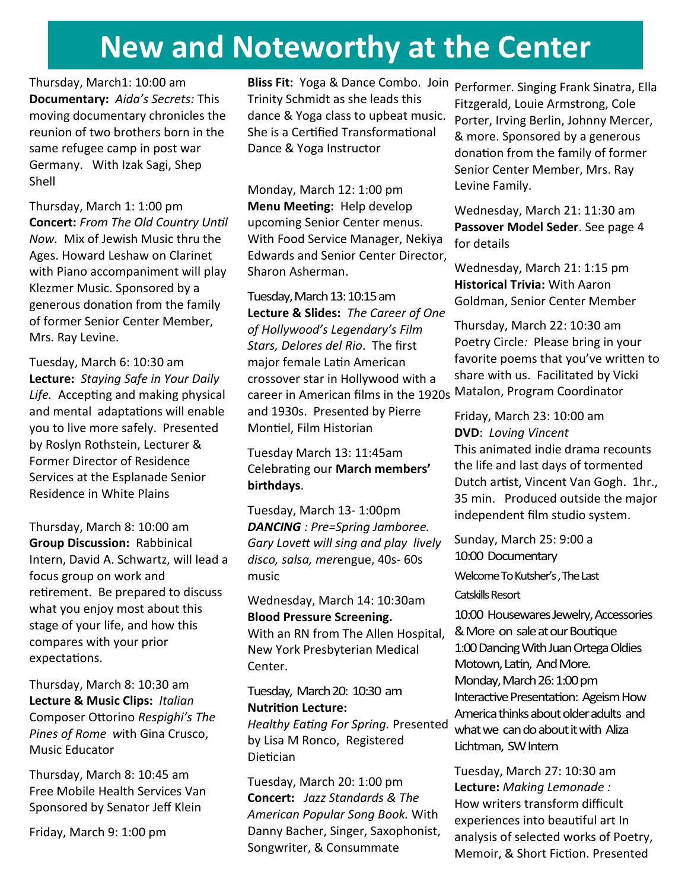# New and Noteworthy at the Center

Thursday, March1: 10:00 am
**Documentary:** *Aida's Secrets:* This moving documentary chronicles the reunion of two brothers born in the same refugee camp in post war Germany. With Izak Sagi, Shep Shell

Thursday, March 1: 1:00 pm
**Concert:** *From The Old Country Until Now.* Mix of Jewish Music thru the Ages. Howard Leshaw on Clarinet with Piano accompaniment will play Klezmer Music. Sponsored by a generous donation from the family of former Senior Center Member, Mrs. Ray Levine.

Tuesday, March 6: 10:30 am
**Lecture:** *Staying Safe in Your Daily Life.* Accepting and making physical and mental adaptations will enable you to live more safely. Presented by Roslyn Rothstein, Lecturer & Former Director of Residence Services at the Esplanade Senior Residence in White Plains

Thursday, March 8: 10:00 am
**Group Discussion:** Rabbinical Intern, David A. Schwartz, will lead a focus group on work and retirement. Be prepared to discuss what you enjoy most about this stage of your life, and how this compares with your prior expectations.

Thursday, March 8: 10:30 am
**Lecture & Music Clips:** *Italian* Composer Ottorino *Respighi's The Pines of Rome* *w*ith Gina Crusco, Music Educator

Thursday, March 8: 10:45 am
Free Mobile Health Services Van Sponsored by Senator Jeff Klein

Friday, March 9: 1:00 pm
**Bliss Fit:** Yoga & Dance Combo. Join Trinity Schmidt as she leads this dance & Yoga class to upbeat music. She is a Certified Transformational Dance & Yoga Instructor

Monday, March 12: 1:00 pm
**Menu Meeting:** Help develop upcoming Senior Center menus. With Food Service Manager, Nekiya Edwards and Senior Center Director, Sharon Asherman.

Tuesday, March 13: 10:15 am
**Lecture & Slides:** *The Career of One of Hollywood's Legendary's Film Stars, Delores del Rio*. The first major female Latin American crossover star in Hollywood with a career in American films in the 1920s and 1930s. Presented by Pierre Montiel, Film Historian

Tuesday March 13: 11:45am
Celebrating our **March members' birthdays**.

Tuesday, March 13- 1:00pm
***DANCING*** *: Pre=Spring Jamboree. Gary Lovett will sing and play lively disco, salsa, mer*engue, 40s- 60s music

Wednesday, March 14: 10:30am
**Blood Pressure Screening.**
With an RN from The Allen Hospital, New York Presbyterian Medical Center.

Tuesday, March 20: 10:30 am
**Nutrition Lecture:**
*Healthy Eating For Spring.* Presented by Lisa M Ronco, Registered Dietician

Tuesday, March 20: 1:00 pm
**Concert:** *Jazz Standards & The American Popular Song Book.* With Danny Bacher, Singer, Saxophonist, Songwriter, & Consummate Performer. Singing Frank Sinatra, Ella Fitzgerald, Louie Armstrong, Cole Porter, Irving Berlin, Johnny Mercer, & more. Sponsored by a generous donation from the family of former Senior Center Member, Mrs. Ray Levine Family.

Wednesday, March 21: 11:30 am
**Passover Model Seder**. See page 4 for details

Wednesday, March 21: 1:15 pm
**Historical Trivia:** With Aaron Goldman, Senior Center Member

Thursday, March 22: 10:30 am
Poetry Circle*:* Please bring in your favorite poems that you've written to share with us. Facilitated by Vicki Matalon, Program Coordinator

Friday, March 23: 10:00 am
**DVD**: *Loving Vincent*
This animated indie drama recounts the life and last days of tormented Dutch artist, Vincent Van Gogh. 1hr., 35 min. Produced outside the major independent film studio system.

Sunday, March 25: 9:00 a
10:00 Documentary
Welcome To Kutsher's , The Last Catskills Resort
10:00 Housewares Jewelry, Accessories & More on sale at our Boutique
1:00 Dancing With Juan Ortega Oldies Motown, Latin, And More.

Monday, March 26: 1:00 pm
Interactive Presentation: Ageism How America thinks about older adults and what we can do about it with Aliza Lichtman, SW Intern

Tuesday, March 27: 10:30 am
**Lecture:** *Making Lemonade :*
How writers transform difficult experiences into beautiful art In analysis of selected works of Poetry, Memoir, & Short Fiction. Presented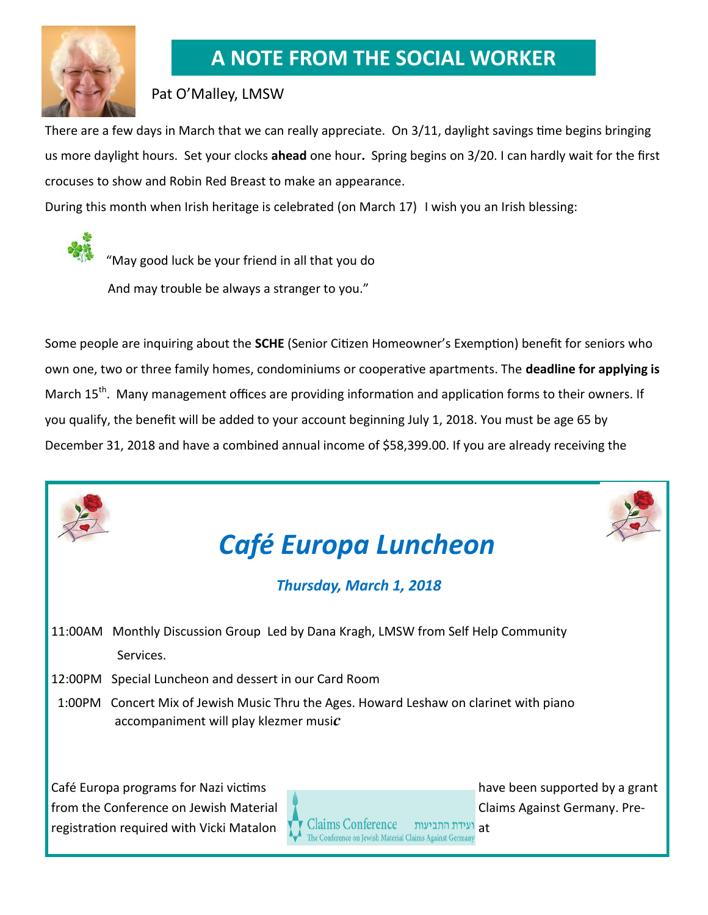## A NOTE FROM THE SOCIAL WORKER

Pat O'Malley, LMSW

There are a few days in March that we can really appreciate. On 3/11, daylight savings time begins bringing us more daylight hours. Set your clocks **ahead** one hour**.** Spring begins on 3/20. I can hardly wait for the first crocuses to show and Robin Red Breast to make an appearance.

During this month when Irish heritage is celebrated (on March 17) I wish you an Irish blessing:

"May good luck be your friend in all that you do
And may trouble be always a stranger to you."

Some people are inquiring about the **SCHE** (Senior Citizen Homeowner's Exemption) benefit for seniors who own one, two or three family homes, condominiums or cooperative apartments. The **deadline for applying is** March 15th. Many management offices are providing information and application forms to their owners. If you qualify, the benefit will be added to your account beginning July 1, 2018. You must be age 65 by December 31, 2018 and have a combined annual income of $58,399.00. If you are already receiving the

# *Café Europa Luncheon*

***Thursday, March 1, 2018***

11:00AM Monthly Discussion Group Led by Dana Kragh, LMSW from Self Help Community Services.

12:00PM Special Luncheon and dessert in our Card Room

1:00PM Concert Mix of Jewish Music Thru the Ages. Howard Leshaw on clarinet with piano accompaniment will play klezmer music

Café Europa programs for Nazi victims have been supported by a grant from the Conference on Jewish Material Claims Against Germany. Pre-registration required with Vicki Matalon at

Claims Conference ועידת התביעות
The Conference on Jewish Material Claims Against Germany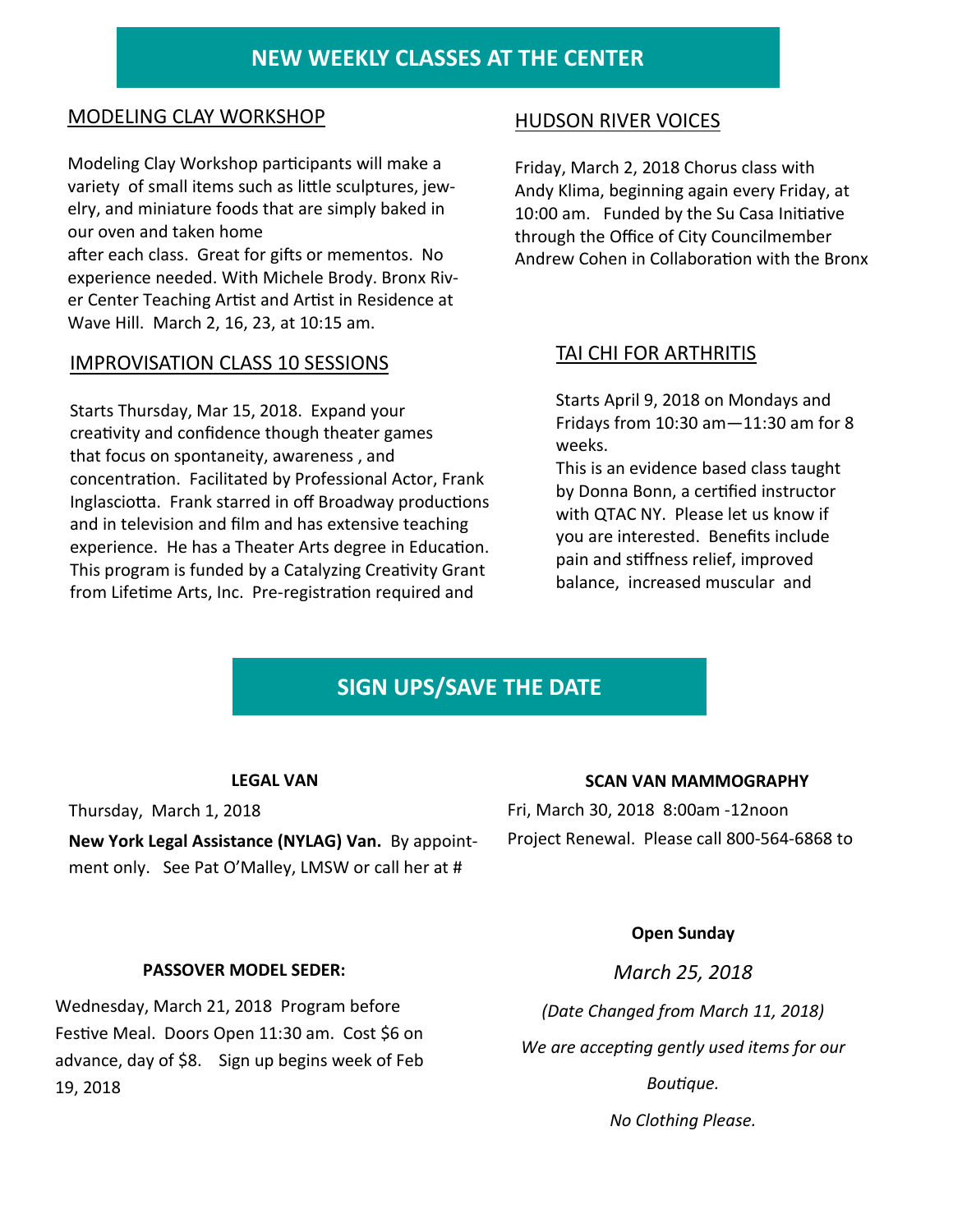## NEW WEEKLY CLASSES AT THE CENTER

### MODELING CLAY WORKSHOP

Modeling Clay Workshop participants will make a variety of small items such as little sculptures, jewelry, and miniature foods that are simply baked in our oven and taken home after each class. Great for gifts or mementos. No experience needed. With Michele Brody. Bronx River Center Teaching Artist and Artist in Residence at Wave Hill. March 2, 16, 23, at 10:15 am.

### IMPROVISATION CLASS 10 SESSIONS

Starts Thursday, Mar 15, 2018. Expand your creativity and confidence though theater games that focus on spontaneity, awareness , and concentration. Facilitated by Professional Actor, Frank Inglasciotta. Frank starred in off Broadway productions and in television and film and has extensive teaching experience. He has a Theater Arts degree in Education. This program is funded by a Catalyzing Creativity Grant from Lifetime Arts, Inc. Pre-registration required and

### HUDSON RIVER VOICES

Friday, March 2, 2018 Chorus class with Andy Klima, beginning again every Friday, at 10:00 am. Funded by the Su Casa Initiative through the Office of City Councilmember Andrew Cohen in Collaboration with the Bronx

### TAI CHI FOR ARTHRITIS

Starts April 9, 2018 on Mondays and Fridays from 10:30 am—11:30 am for 8 weeks.

This is an evidence based class taught by Donna Bonn, a certified instructor with QTAC NY. Please let us know if you are interested. Benefits include pain and stiffness relief, improved balance, increased muscular and

## SIGN UPS/SAVE THE DATE

**LEGAL VAN**

Thursday, March 1, 2018

**New York Legal Assistance (NYLAG) Van.** By appointment only. See Pat O'Malley, LMSW or call her at #

**SCAN VAN MAMMOGRAPHY**

Fri, March 30, 2018 8:00am -12noon

Project Renewal. Please call 800-564-6868 to

**PASSOVER MODEL SEDER:**

Wednesday, March 21, 2018 Program before Festive Meal. Doors Open 11:30 am. Cost $6 on advance, day of $8. Sign up begins week of Feb 19, 2018

**Open Sunday**

*March 25, 2018*

*(Date Changed from March 11, 2018)*

*We are accepting gently used items for our Boutique.*

*No Clothing Please.*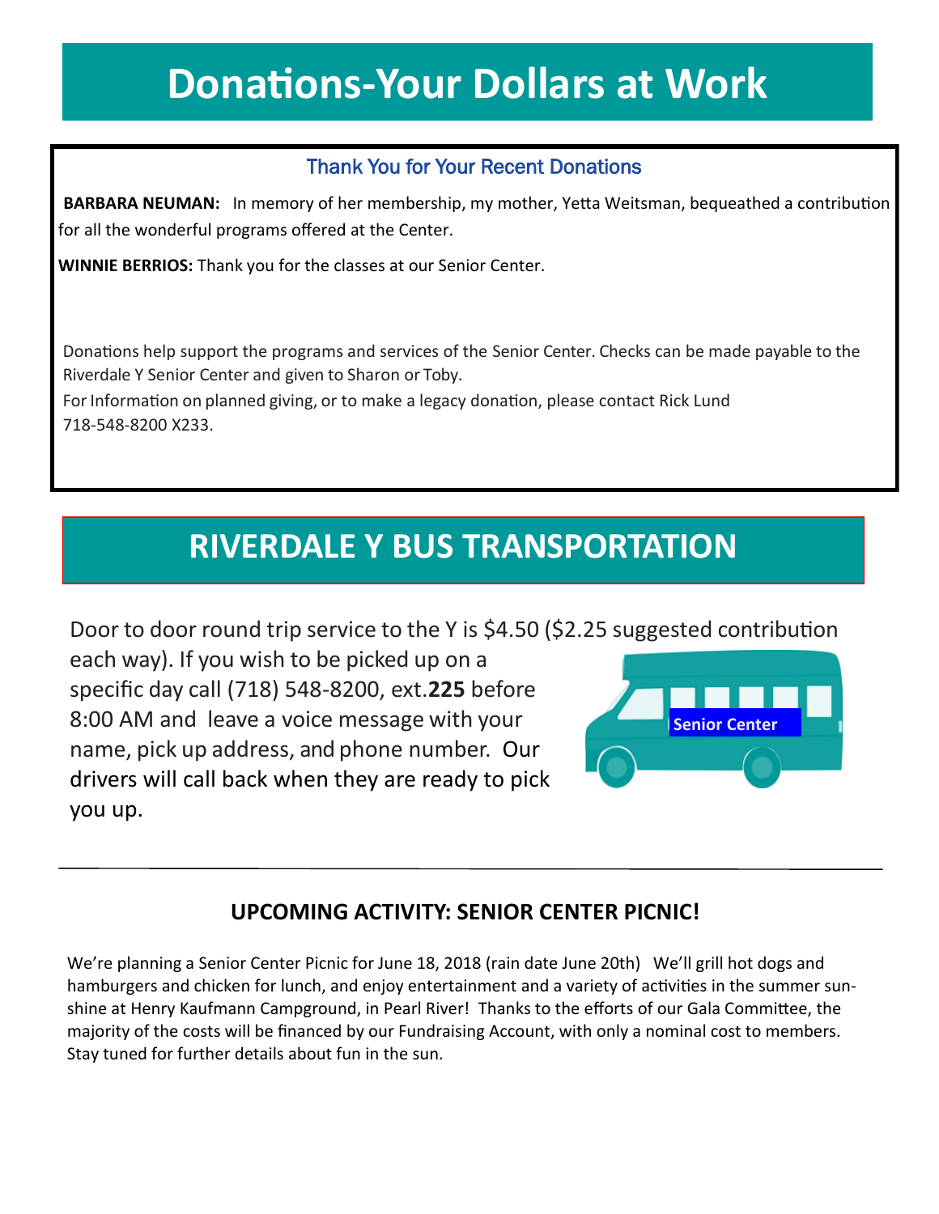# Donations-Your Dollars at Work

### Thank You for Your Recent Donations

**BARBARA NEUMAN:** In memory of her membership, my mother, Yetta Weitsman, bequeathed a contribution for all the wonderful programs offered at the Center.

**WINNIE BERRIOS:** Thank you for the classes at our Senior Center.

Donations help support the programs and services of the Senior Center. Checks can be made payable to the Riverdale Y Senior Center and given to Sharon or Toby.

For Information on planned giving, or to make a legacy donation, please contact Rick Lund 718-548-8200 X233.

# RIVERDALE Y BUS TRANSPORTATION

Door to door round trip service to the Y is $4.50 ($2.25 suggested contribution each way). If you wish to be picked up on a specific day call (718) 548-8200, ext.**225** before 8:00 AM and leave a voice message with your name, pick up address, and phone number. Our drivers will call back when they are ready to pick you up.

---

### UPCOMING ACTIVITY: SENIOR CENTER PICNIC!

We're planning a Senior Center Picnic for June 18, 2018 (rain date June 20th) We'll grill hot dogs and hamburgers and chicken for lunch, and enjoy entertainment and a variety of activities in the summer sunshine at Henry Kaufmann Campground, in Pearl River! Thanks to the efforts of our Gala Committee, the majority of the costs will be financed by our Fundraising Account, with only a nominal cost to members. Stay tuned for further details about fun in the sun.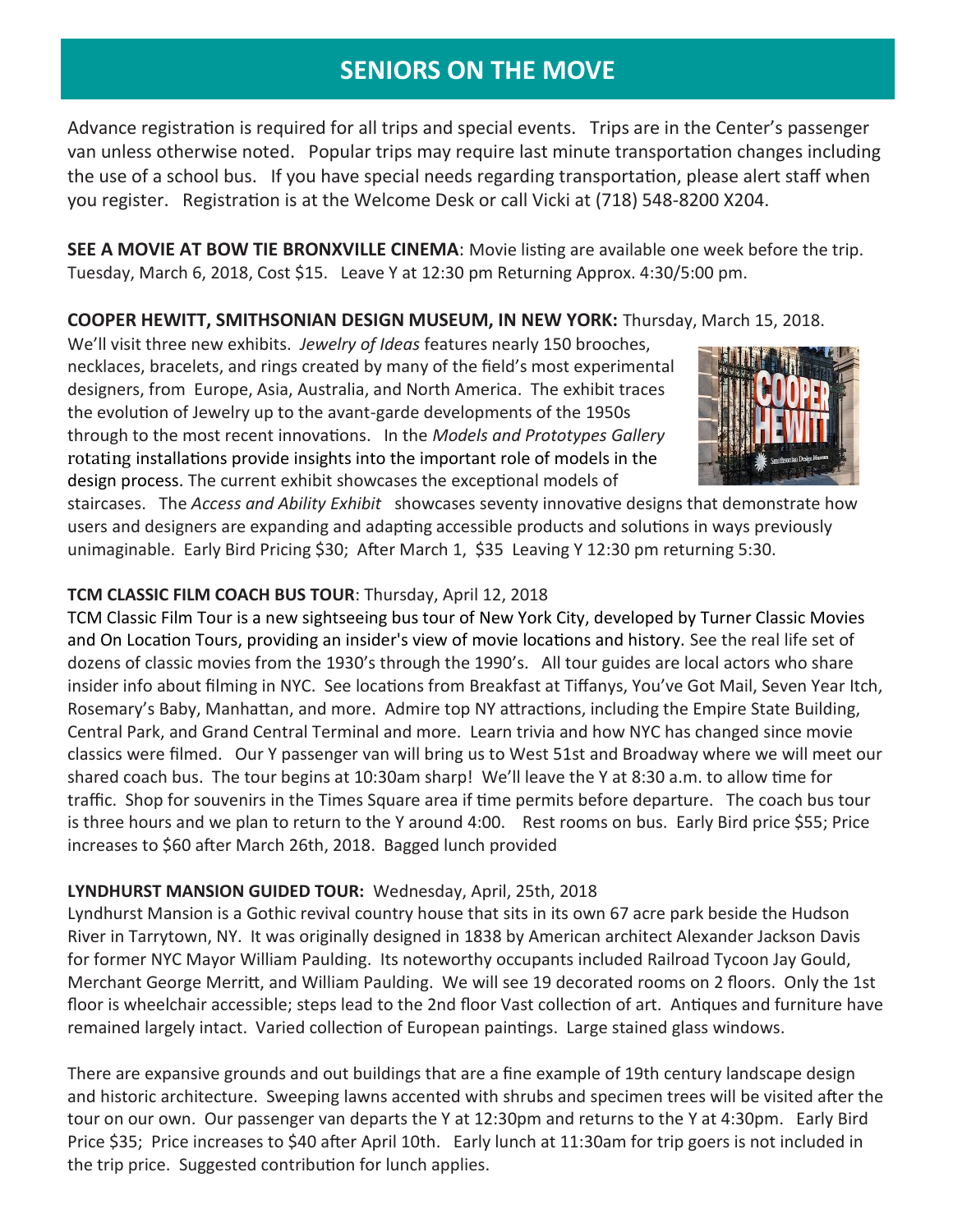# SENIORS ON THE MOVE

Advance registration is required for all trips and special events. Trips are in the Center's passenger van unless otherwise noted. Popular trips may require last minute transportation changes including the use of a school bus. If you have special needs regarding transportation, please alert staff when you register. Registration is at the Welcome Desk or call Vicki at (718) 548-8200 X204.

**SEE A MOVIE AT BOW TIE BRONXVILLE CINEMA**: Movie listing are available one week before the trip. Tuesday, March 6, 2018, Cost $15. Leave Y at 12:30 pm Returning Approx. 4:30/5:00 pm.

**COOPER HEWITT, SMITHSONIAN DESIGN MUSEUM, IN NEW YORK:** Thursday, March 15, 2018.
We'll visit three new exhibits. *Jewelry of Ideas* features nearly 150 brooches, necklaces, bracelets, and rings created by many of the field's most experimental designers, from Europe, Asia, Australia, and North America. The exhibit traces the evolution of Jewelry up to the avant-garde developments of the 1950s through to the most recent innovations. In the *Models and Prototypes Gallery* rotating installations provide insights into the important role of models in the design process. The current exhibit showcases the exceptional models of staircases. The *Access and Ability Exhibit* showcases seventy innovative designs that demonstrate how users and designers are expanding and adapting accessible products and solutions in ways previously unimaginable. Early Bird Pricing $30; After March 1, $35 Leaving Y 12:30 pm returning 5:30.

**TCM CLASSIC FILM COACH BUS TOUR**: Thursday, April 12, 2018
TCM Classic Film Tour is a new sightseeing bus tour of New York City, developed by Turner Classic Movies and On Location Tours, providing an insider's view of movie locations and history. See the real life set of dozens of classic movies from the 1930's through the 1990's. All tour guides are local actors who share insider info about filming in NYC. See locations from Breakfast at Tiffanys, You've Got Mail, Seven Year Itch, Rosemary's Baby, Manhattan, and more. Admire top NY attractions, including the Empire State Building, Central Park, and Grand Central Terminal and more. Learn trivia and how NYC has changed since movie classics were filmed. Our Y passenger van will bring us to West 51st and Broadway where we will meet our shared coach bus. The tour begins at 10:30am sharp! We'll leave the Y at 8:30 a.m. to allow time for traffic. Shop for souvenirs in the Times Square area if time permits before departure. The coach bus tour is three hours and we plan to return to the Y around 4:00. Rest rooms on bus. Early Bird price $55; Price increases to $60 after March 26th, 2018. Bagged lunch provided

**LYNDHURST MANSION GUIDED TOUR:** Wednesday, April, 25th, 2018
Lyndhurst Mansion is a Gothic revival country house that sits in its own 67 acre park beside the Hudson River in Tarrytown, NY. It was originally designed in 1838 by American architect Alexander Jackson Davis for former NYC Mayor William Paulding. Its noteworthy occupants included Railroad Tycoon Jay Gould, Merchant George Merritt, and William Paulding. We will see 19 decorated rooms on 2 floors. Only the 1st floor is wheelchair accessible; steps lead to the 2nd floor Vast collection of art. Antiques and furniture have remained largely intact. Varied collection of European paintings. Large stained glass windows.

There are expansive grounds and out buildings that are a fine example of 19th century landscape design and historic architecture. Sweeping lawns accented with shrubs and specimen trees will be visited after the tour on our own. Our passenger van departs the Y at 12:30pm and returns to the Y at 4:30pm. Early Bird Price $35; Price increases to $40 after April 10th. Early lunch at 11:30am for trip goers is not included in the trip price. Suggested contribution for lunch applies.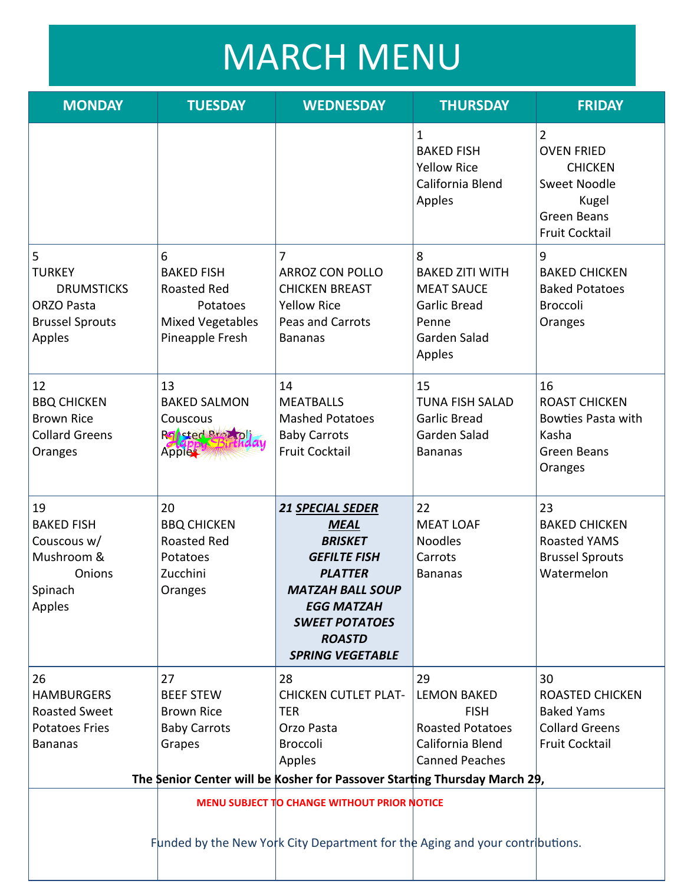# MARCH MENU

| MONDAY | TUESDAY | WEDNESDAY | THURSDAY | FRIDAY |
|---|---|---|---|---|
| | | | 1<br>BAKED FISH<br>Yellow Rice<br>California Blend<br>Apples | 2<br>OVEN FRIED CHICKEN<br>Sweet Noodle Kugel<br>Green Beans<br>Fruit Cocktail |
| 5<br>TURKEY DRUMSTICKS<br>ORZO Pasta<br>Brussel Sprouts<br>Apples | 6<br>BAKED FISH<br>Roasted Red Potatoes<br>Mixed Vegetables<br>Pineapple Fresh | 7<br>ARROZ CON POLLO<br>CHICKEN BREAST<br>Yellow Rice<br>Peas and Carrots<br>Bananas | 8<br>BAKED ZITI WITH MEAT SAUCE<br>Garlic Bread<br>Penne<br>Garden Salad<br>Apples | 9<br>BAKED CHICKEN<br>Baked Potatoes<br>Broccoli<br>Oranges |
| 12<br>BBQ CHICKEN<br>Brown Rice<br>Collard Greens<br>Oranges | 13<br>BAKED SALMON<br>Couscous<br>Roasted Broccoli<br>Apples<br>Happy Birthday | 14<br>MEATBALLS<br>Mashed Potatoes<br>Baby Carrots<br>Fruit Cocktail | 15<br>TUNA FISH SALAD<br>Garlic Bread<br>Garden Salad<br>Bananas | 16<br>ROAST CHICKEN<br>Bowties Pasta with Kasha<br>Green Beans<br>Oranges |
| 19<br>BAKED FISH<br>Couscous w/ Mushroom & Onions<br>Spinach<br>Apples | 20<br>BBQ CHICKEN<br>Roasted Red Potatoes<br>Zucchini<br>Oranges | ***21 SPECIAL SEDER MEAL***<br>***BRISKET***<br>***GEFILTE FISH PLATTER***<br>***MATZAH BALL SOUP***<br>***EGG MATZAH***<br>***SWEET POTATOES ROASTD***<br>***SPRING VEGETABLE*** | 22<br>MEAT LOAF<br>Noodles<br>Carrots<br>Bananas | 23<br>BAKED CHICKEN<br>Roasted YAMS<br>Brussel Sprouts<br>Watermelon |
| 26<br>HAMBURGERS<br>Roasted Sweet Potatoes Fries<br>Bananas | 27<br>BEEF STEW<br>Brown Rice<br>Baby Carrots<br>Grapes | 28<br>CHICKEN CUTLET PLATTER<br>Orzo Pasta<br>Broccoli<br>Apples | 29<br>LEMON BAKED FISH<br>Roasted Potatoes<br>California Blend<br>Canned Peaches | 30<br>ROASTED CHICKEN<br>Baked Yams<br>Collard Greens<br>Fruit Cocktail |

**The Senior Center will be Kosher for Passover Starting Thursday March 29,**

**MENU SUBJECT TO CHANGE WITHOUT PRIOR NOTICE**

Funded by the New York City Department for the Aging and your contributions.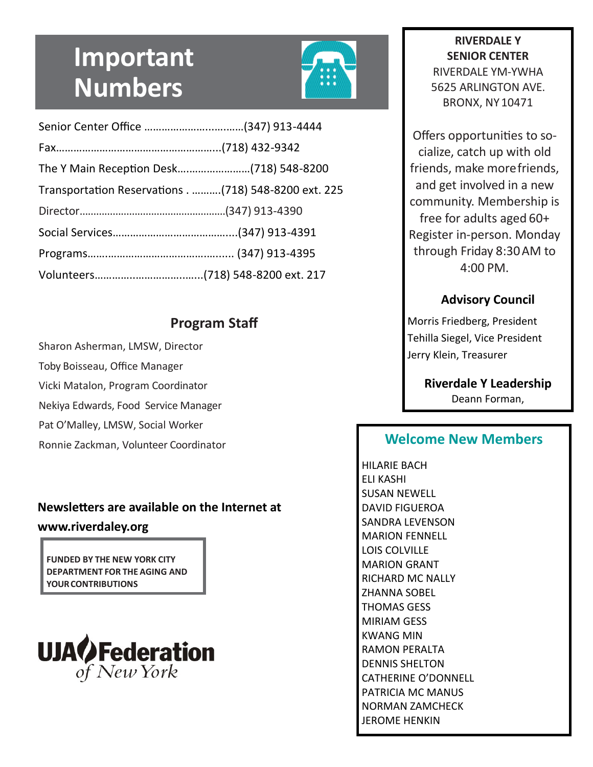# Important Numbers

Senior Center Office ……………………..………(347) 913-4444

Fax…………………………………………………..(718) 432-9342

The Y Main Reception Desk……………………(718) 548-8200

Transportation Reservations . ……….(718) 548-8200 ext. 225

Director………………………………………………(347) 913-4390

Social Services……………………………………...(347) 913-4391

Programs……………………………………..…... (347) 913-4395

Volunteers…………….………………..…..(718) 548-8200 ext. 217

## Program Staff

Sharon Asherman, LMSW, Director

Toby Boisseau, Office Manager

Vicki Matalon, Program Coordinator

Nekiya Edwards, Food Service Manager

Pat O'Malley, LMSW, Social Worker

Ronnie Zackman, Volunteer Coordinator

**Newsletters are available on the Internet at www.riverdaley.org**

**FUNDED BY THE NEW YORK CITY DEPARTMENT FOR THE AGING AND YOUR CONTRIBUTIONS**

UJA Federation of New York

**RIVERDALE Y SENIOR CENTER**
RIVERDALE YM-YWHA
5625 ARLINGTON AVE.
BRONX, NY 10471

Offers opportunities to socialize, catch up with old friends, make more friends, and get involved in a new community. Membership is free for adults aged 60+ Register in-person. Monday through Friday 8:30 AM to 4:00 PM.

### Advisory Council

Morris Friedberg, President
Tehilla Siegel, Vice President
Jerry Klein, Treasurer

### Riverdale Y Leadership

Deann Forman,

## Welcome New Members

HILARIE BACH
ELI KASHI
SUSAN NEWELL
DAVID FIGUEROA
SANDRA LEVENSON
MARION FENNELL
LOIS COLVILLE
MARION GRANT
RICHARD MC NALLY
ZHANNA SOBEL
THOMAS GESS
MIRIAM GESS
KWANG MIN
RAMON PERALTA
DENNIS SHELTON
CATHERINE O'DONNELL
PATRICIA MC MANUS
NORMAN ZAMCHECK
JEROME HENKIN